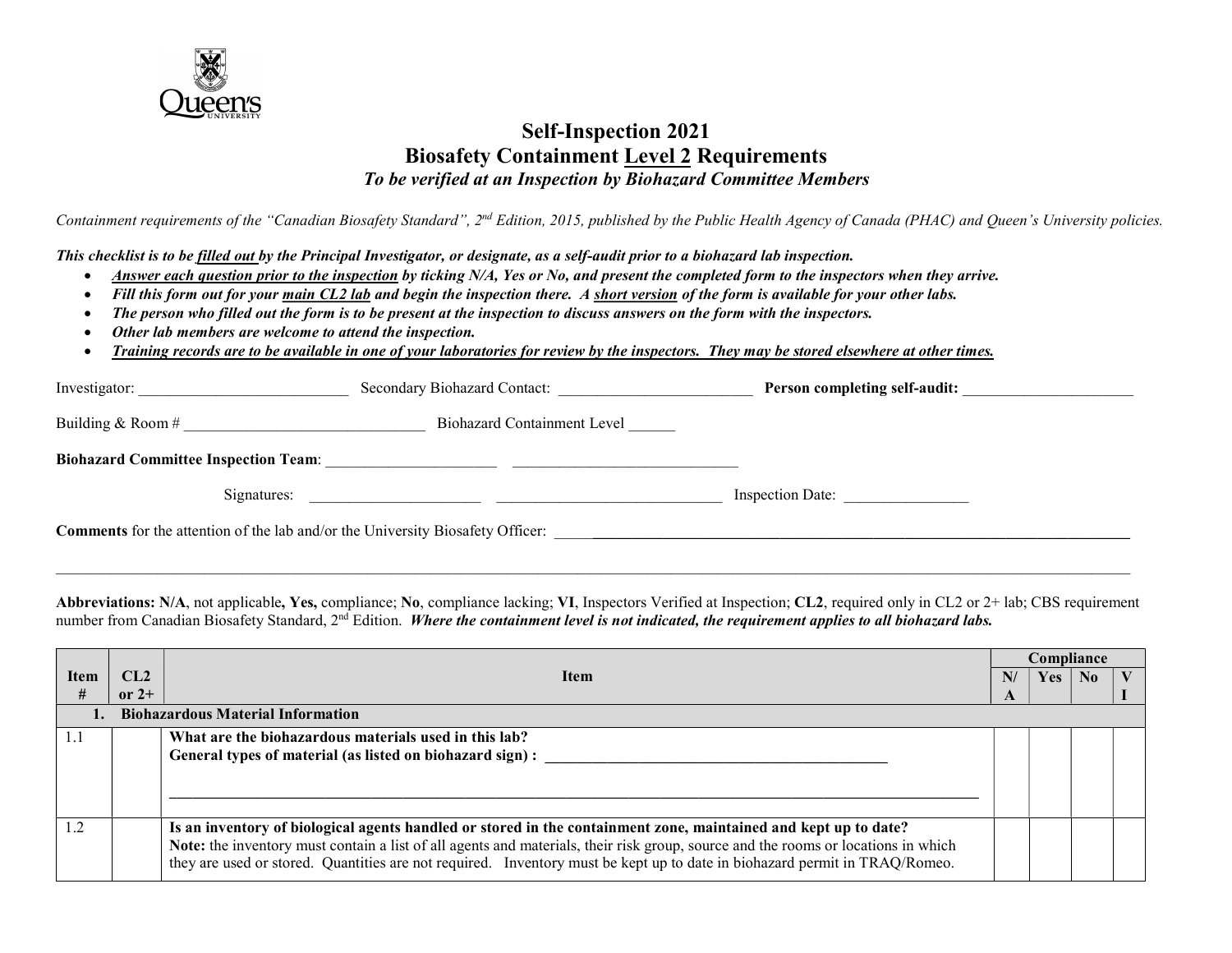Queen's University

# Self-Inspection 2021
# Biosafety Containment Level 2 Requirements
*To be verified at an Inspection by Biohazard Committee Members*

*Containment requirements of the "Canadian Biosafety Standard", 2nd Edition, 2015, published by the Public Health Agency of Canada (PHAC) and Queen's University policies.*

***This checklist is to be filled out by the Principal Investigator, or designate, as a self-audit prior to a biohazard lab inspection.***

- ***Answer each question prior to the inspection by ticking N/A, Yes or No, and present the completed form to the inspectors when they arrive.***
- ***Fill this form out for your main CL2 lab and begin the inspection there. A short version of the form is available for your other labs.***
- ***The person who filled out the form is to be present at the inspection to discuss answers on the form with the inspectors.***
- ***Other lab members are welcome to attend the inspection.***
- ***Training records are to be available in one of your laboratories for review by the inspectors. They may be stored elsewhere at other times.***

Investigator: ___________________________ Secondary Biohazard Contact: _________________________ **Person completing self-audit:** ______________________

Building & Room # _______________________________ Biohazard Containment Level ______

**Biohazard Committee Inspection Team**: ______________________ _____________________________

Signatures: ______________________ _____________________________ Inspection Date: ________________

**Comments** for the attention of the lab and/or the University Biosafety Officer: ______________________________________________________________________________

______________________________________________________________________________________________________________________________

**Abbreviations: N/A**, not applicable**, Yes,** compliance; **No**, compliance lacking; **VI**, Inspectors Verified at Inspection; **CL2**, required only in CL2 or 2+ lab; CBS requirement number from Canadian Biosafety Standard, 2nd Edition. ***Where the containment level is not indicated, the requirement applies to all biohazard labs.***

| Item # | CL2 or 2+ | Item | Compliance | | | |
|---|---|---|---|---|---|---|
| | | | N/A | Yes | No | VI |
| **1. Biohazardous Material Information** | | | | | | |
| 1.1 | | **What are the biohazardous materials used in this lab?**<br>**General types of material (as listed on biohazard sign) :** _______________________________________________<br><br>_________________________________________________________________________________________________ | | | | |
| 1.2 | | **Is an inventory of biological agents handled or stored in the containment zone, maintained and kept up to date?**<br>**Note:** the inventory must contain a list of all agents and materials, their risk group, source and the rooms or locations in which they are used or stored. Quantities are not required. Inventory must be kept up to date in biohazard permit in TRAQ/Romeo. | | | | |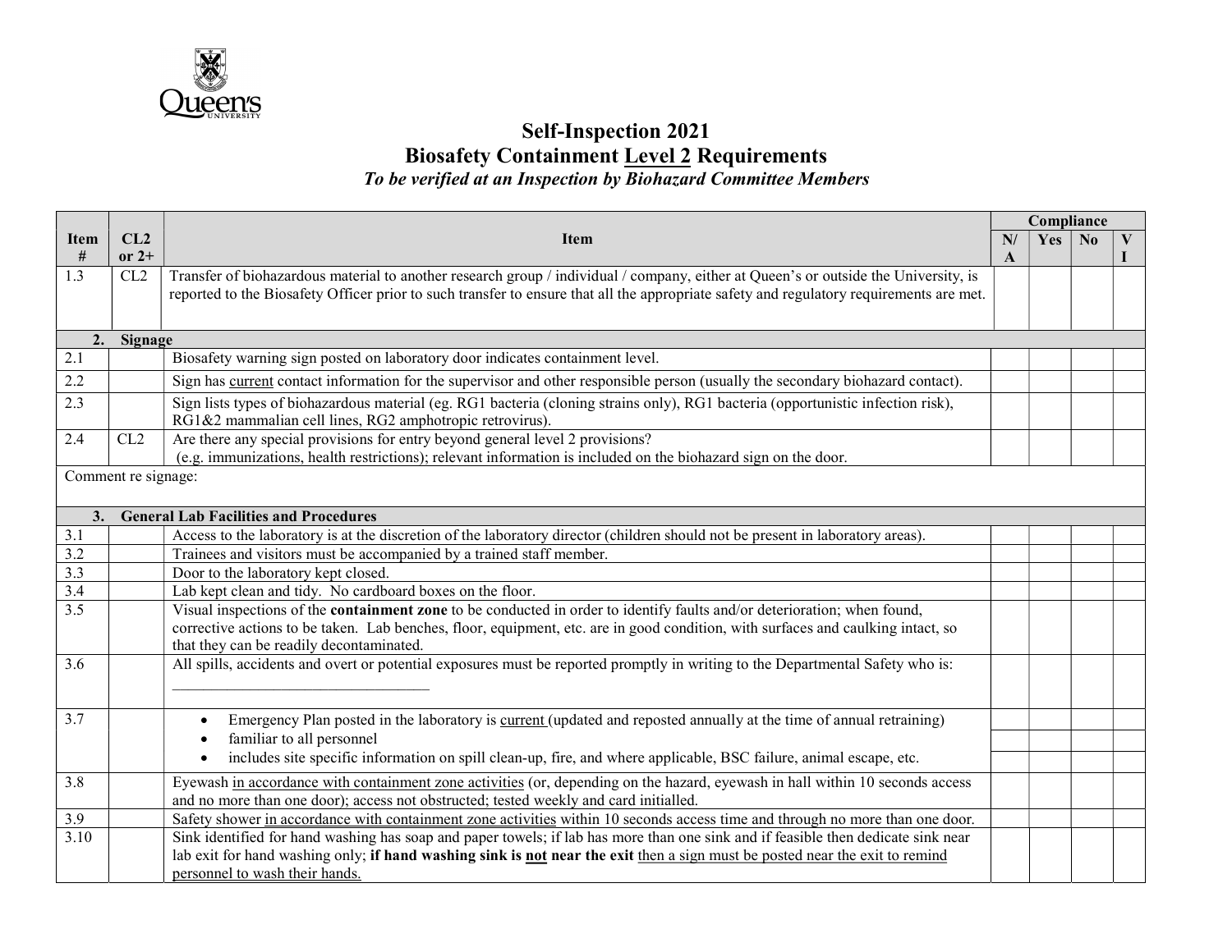# Self-Inspection 2021

# Biosafety Containment Level 2 Requirements

*To be verified at an Inspection by Biohazard Committee Members*

| Item # | CL2 or 2+ | Item | Compliance | | | |
|---|---|---|---|---|---|---|
| | | | N/A | Yes | No | VI |
| 1.3 | CL2 | Transfer of biohazardous material to another research group / individual / company, either at Queen's or outside the University, is reported to the Biosafety Officer prior to such transfer to ensure that all the appropriate safety and regulatory requirements are met. | | | | |
| **2. Signage** | | | | | | |
| 2.1 | | Biosafety warning sign posted on laboratory door indicates containment level. | | | | |
| 2.2 | | Sign has current contact information for the supervisor and other responsible person (usually the secondary biohazard contact). | | | | |
| 2.3 | | Sign lists types of biohazardous material (eg. RG1 bacteria (cloning strains only), RG1 bacteria (opportunistic infection risk), RG1&2 mammalian cell lines, RG2 amphotropic retrovirus). | | | | |
| 2.4 | CL2 | Are there any special provisions for entry beyond general level 2 provisions? (e.g. immunizations, health restrictions); relevant information is included on the biohazard sign on the door. | | | | |
| Comment re signage: | | | | | | |
| **3. General Lab Facilities and Procedures** | | | | | | |
| 3.1 | | Access to the laboratory is at the discretion of the laboratory director (children should not be present in laboratory areas). | | | | |
| 3.2 | | Trainees and visitors must be accompanied by a trained staff member. | | | | |
| 3.3 | | Door to the laboratory kept closed. | | | | |
| 3.4 | | Lab kept clean and tidy. No cardboard boxes on the floor. | | | | |
| 3.5 | | Visual inspections of the **containment zone** to be conducted in order to identify faults and/or deterioration; when found, corrective actions to be taken. Lab benches, floor, equipment, etc. are in good condition, with surfaces and caulking intact, so that they can be readily decontaminated. | | | | |
| 3.6 | | All spills, accidents and overt or potential exposures must be reported promptly in writing to the Departmental Safety who is: ________________________________ | | | | |
| 3.7 | | • Emergency Plan posted in the laboratory is current (updated and reposted annually at the time of annual retraining) | | | | |
| | | • familiar to all personnel | | | | |
| | | • includes site specific information on spill clean-up, fire, and where applicable, BSC failure, animal escape, etc. | | | | |
| 3.8 | | Eyewash in accordance with containment zone activities (or, depending on the hazard, eyewash in hall within 10 seconds access and no more than one door); access not obstructed; tested weekly and card initialled. | | | | |
| 3.9 | | Safety shower in accordance with containment zone activities within 10 seconds access time and through no more than one door. | | | | |
| 3.10 | | Sink identified for hand washing has soap and paper towels; if lab has more than one sink and if feasible then dedicate sink near lab exit for hand washing only; **if hand washing sink is not near the exit** then a sign must be posted near the exit to remind personnel to wash their hands. | | | | |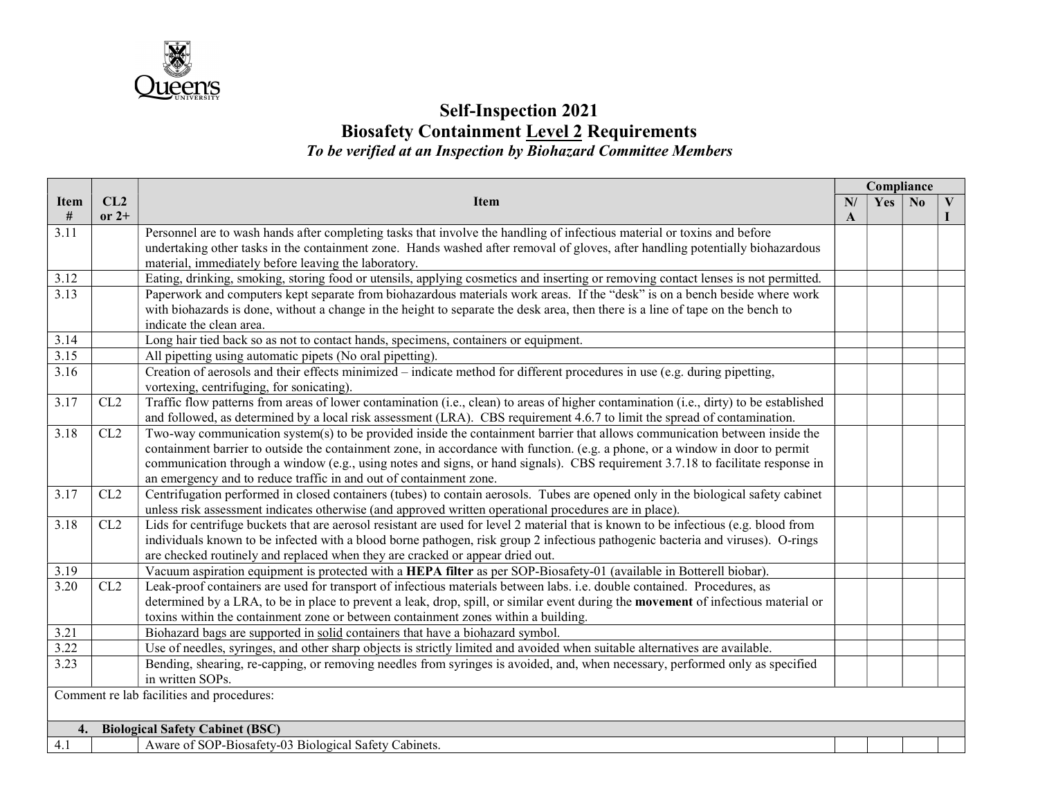# Self-Inspection 2021

## Biosafety Containment Level 2 Requirements

***To be verified at an Inspection by Biohazard Committee Members***

| Item # | CL2 or 2+ | Item | Compliance | | | |
|---|---|---|---|---|---|---|
| | | | N/A | Yes | No | VI |
| 3.11 | | Personnel are to wash hands after completing tasks that involve the handling of infectious material or toxins and before undertaking other tasks in the containment zone. Hands washed after removal of gloves, after handling potentially biohazardous material, immediately before leaving the laboratory. | | | | |
| 3.12 | | Eating, drinking, smoking, storing food or utensils, applying cosmetics and inserting or removing contact lenses is not permitted. | | | | |
| 3.13 | | Paperwork and computers kept separate from biohazardous materials work areas. If the "desk" is on a bench beside where work with biohazards is done, without a change in the height to separate the desk area, then there is a line of tape on the bench to indicate the clean area. | | | | |
| 3.14 | | Long hair tied back so as not to contact hands, specimens, containers or equipment. | | | | |
| 3.15 | | All pipetting using automatic pipets (No oral pipetting). | | | | |
| 3.16 | | Creation of aerosols and their effects minimized – indicate method for different procedures in use (e.g. during pipetting, vortexing, centrifuging, for sonicating). | | | | |
| 3.17 | CL2 | Traffic flow patterns from areas of lower contamination (i.e., clean) to areas of higher contamination (i.e., dirty) to be established and followed, as determined by a local risk assessment (LRA). CBS requirement 4.6.7 to limit the spread of contamination. | | | | |
| 3.18 | CL2 | Two-way communication system(s) to be provided inside the containment barrier that allows communication between inside the containment barrier to outside the containment zone, in accordance with function. (e.g. a phone, or a window in door to permit communication through a window (e.g., using notes and signs, or hand signals). CBS requirement 3.7.18 to facilitate response in an emergency and to reduce traffic in and out of containment zone. | | | | |
| 3.17 | CL2 | Centrifugation performed in closed containers (tubes) to contain aerosols. Tubes are opened only in the biological safety cabinet unless risk assessment indicates otherwise (and approved written operational procedures are in place). | | | | |
| 3.18 | CL2 | Lids for centrifuge buckets that are aerosol resistant are used for level 2 material that is known to be infectious (e.g. blood from individuals known to be infected with a blood borne pathogen, risk group 2 infectious pathogenic bacteria and viruses). O-rings are checked routinely and replaced when they are cracked or appear dried out. | | | | |
| 3.19 | | Vacuum aspiration equipment is protected with a **HEPA filter** as per SOP-Biosafety-01 (available in Botterell biobar). | | | | |
| 3.20 | CL2 | Leak-proof containers are used for transport of infectious materials between labs. i.e. double contained. Procedures, as determined by a LRA, to be in place to prevent a leak, drop, spill, or similar event during the **movement** of infectious material or toxins within the containment zone or between containment zones within a building. | | | | |
| 3.21 | | Biohazard bags are supported in solid containers that have a biohazard symbol. | | | | |
| 3.22 | | Use of needles, syringes, and other sharp objects is strictly limited and avoided when suitable alternatives are available. | | | | |
| 3.23 | | Bending, shearing, re-capping, or removing needles from syringes is avoided, and, when necessary, performed only as specified in written SOPs. | | | | |
| Comment re lab facilities and procedures: | | | | | | |
| **4. Biological Safety Cabinet (BSC)** | | | | | | |
| 4.1 | | Aware of SOP-Biosafety-03 Biological Safety Cabinets. | | | | |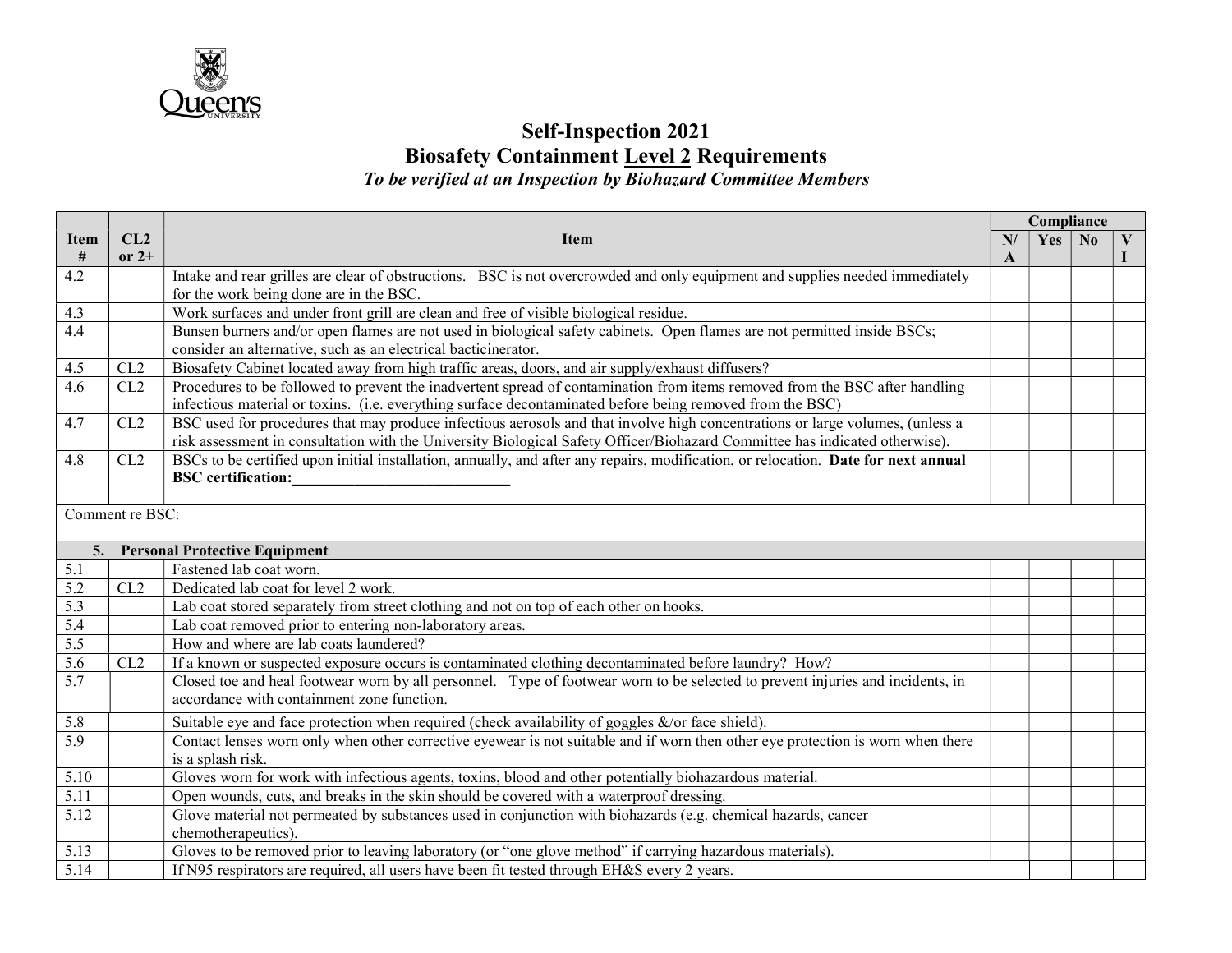Queen's University

# Self-Inspection 2021
## Biosafety Containment Level 2 Requirements
*To be verified at an Inspection by Biohazard Committee Members*

| Item # | CL2 or 2+ | Item | Compliance | | | |
|---|---|---|---|---|---|---|
| | | | N/A | Yes | No | VI |
| 4.2 | | Intake and rear grilles are clear of obstructions. BSC is not overcrowded and only equipment and supplies needed immediately for the work being done are in the BSC. | | | | |
| 4.3 | | Work surfaces and under front grill are clean and free of visible biological residue. | | | | |
| 4.4 | | Bunsen burners and/or open flames are not used in biological safety cabinets. Open flames are not permitted inside BSCs; consider an alternative, such as an electrical bacticinerator. | | | | |
| 4.5 | CL2 | Biosafety Cabinet located away from high traffic areas, doors, and air supply/exhaust diffusers? | | | | |
| 4.6 | CL2 | Procedures to be followed to prevent the inadvertent spread of contamination from items removed from the BSC after handling infectious material or toxins. (i.e. everything surface decontaminated before being removed from the BSC) | | | | |
| 4.7 | CL2 | BSC used for procedures that may produce infectious aerosols and that involve high concentrations or large volumes, (unless a risk assessment in consultation with the University Biological Safety Officer/Biohazard Committee has indicated otherwise). | | | | |
| 4.8 | CL2 | BSCs to be certified upon initial installation, annually, and after any repairs, modification, or relocation. **Date for next annual BSC certification:____________________________** | | | | |
| Comment re BSC: | | | | | | |
| **5. Personal Protective Equipment** | | | | | | |
| 5.1 | | Fastened lab coat worn. | | | | |
| 5.2 | CL2 | Dedicated lab coat for level 2 work. | | | | |
| 5.3 | | Lab coat stored separately from street clothing and not on top of each other on hooks. | | | | |
| 5.4 | | Lab coat removed prior to entering non-laboratory areas. | | | | |
| 5.5 | | How and where are lab coats laundered? | | | | |
| 5.6 | CL2 | If a known or suspected exposure occurs is contaminated clothing decontaminated before laundry? How? | | | | |
| 5.7 | | Closed toe and heal footwear worn by all personnel. Type of footwear worn to be selected to prevent injuries and incidents, in accordance with containment zone function. | | | | |
| 5.8 | | Suitable eye and face protection when required (check availability of goggles &/or face shield). | | | | |
| 5.9 | | Contact lenses worn only when other corrective eyewear is not suitable and if worn then other eye protection is worn when there is a splash risk. | | | | |
| 5.10 | | Gloves worn for work with infectious agents, toxins, blood and other potentially biohazardous material. | | | | |
| 5.11 | | Open wounds, cuts, and breaks in the skin should be covered with a waterproof dressing. | | | | |
| 5.12 | | Glove material not permeated by substances used in conjunction with biohazards (e.g. chemical hazards, cancer chemotherapeutics). | | | | |
| 5.13 | | Gloves to be removed prior to leaving laboratory (or "one glove method" if carrying hazardous materials). | | | | |
| 5.14 | | If N95 respirators are required, all users have been fit tested through EH&S every 2 years. | | | | |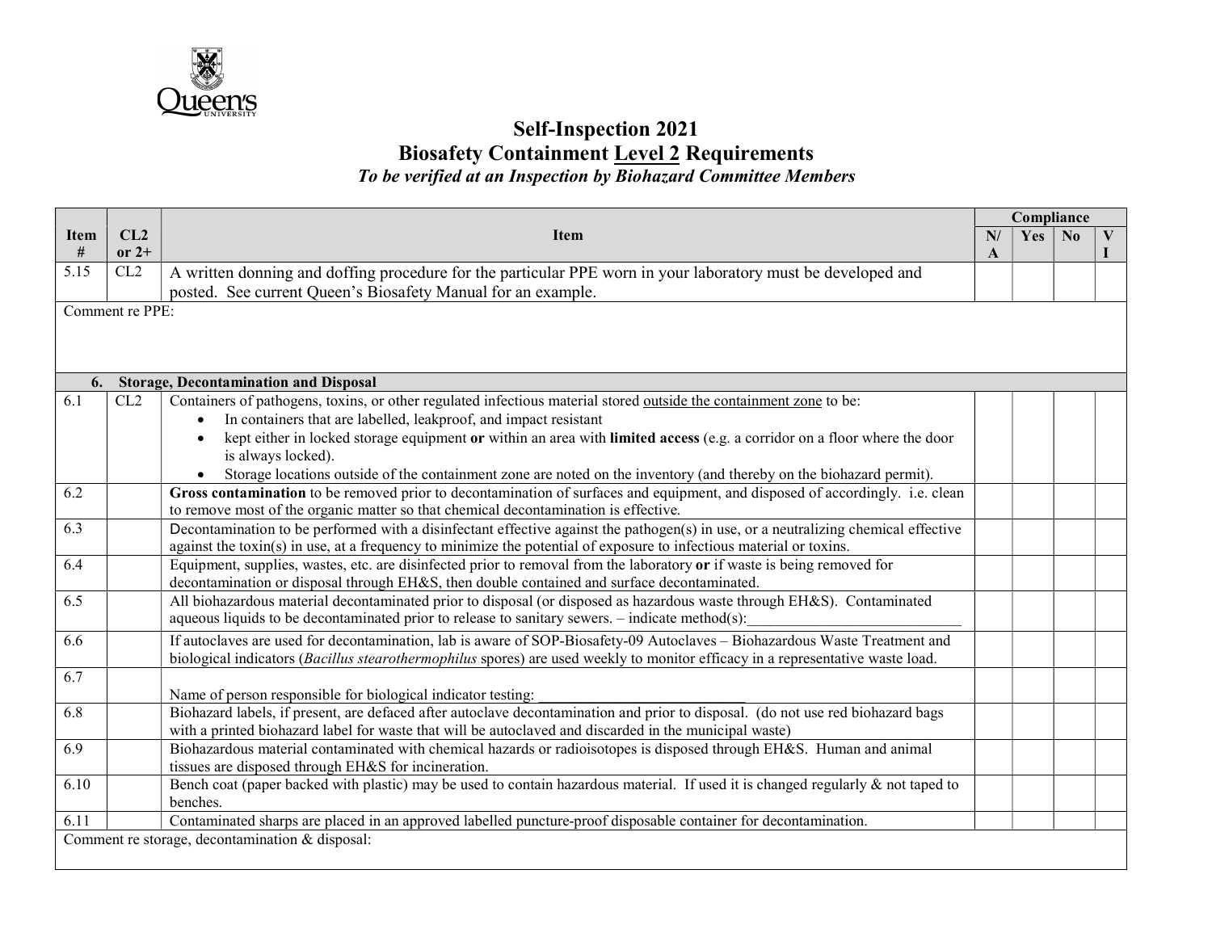# Self-Inspection 2021

## Biosafety Containment Level 2 Requirements

***To be verified at an Inspection by Biohazard Committee Members***

| Item # | CL2 or 2+ | Item | Compliance N/A | Yes | No | VI |
|---|---|---|---|---|---|---|
| 5.15 | CL2 | A written donning and doffing procedure for the particular PPE worn in your laboratory must be developed and posted. See current Queen's Biosafety Manual for an example. | | | | |
| Comment re PPE: | | | | | | |
| **6. Storage, Decontamination and Disposal** | | | | | | |
| 6.1 | CL2 | Containers of pathogens, toxins, or other regulated infectious material stored outside the containment zone to be:<br>• In containers that are labelled, leakproof, and impact resistant<br>• kept either in locked storage equipment **or** within an area with **limited access** (e.g. a corridor on a floor where the door is always locked).<br>• Storage locations outside of the containment zone are noted on the inventory (and thereby on the biohazard permit). | | | | |
| 6.2 | | **Gross contamination** to be removed prior to decontamination of surfaces and equipment, and disposed of accordingly. i.e. clean to remove most of the organic matter so that chemical decontamination is effective. | | | | |
| 6.3 | | Decontamination to be performed with a disinfectant effective against the pathogen(s) in use, or a neutralizing chemical effective against the toxin(s) in use, at a frequency to minimize the potential of exposure to infectious material or toxins. | | | | |
| 6.4 | | Equipment, supplies, wastes, etc. are disinfected prior to removal from the laboratory **or** if waste is being removed for decontamination or disposal through EH&S, then double contained and surface decontaminated. | | | | |
| 6.5 | | All biohazardous material decontaminated prior to disposal (or disposed as hazardous waste through EH&S). Contaminated aqueous liquids to be decontaminated prior to release to sanitary sewers. – indicate method(s):_____________________________ | | | | |
| 6.6 | | If autoclaves are used for decontamination, lab is aware of SOP-Biosafety-09 Autoclaves – Biohazardous Waste Treatment and biological indicators (*Bacillus stearothermophilus* spores) are used weekly to monitor efficacy in a representative waste load. | | | | |
| 6.7 | | Name of person responsible for biological indicator testing: ___________________________ | | | | |
| 6.8 | | Biohazard labels, if present, are defaced after autoclave decontamination and prior to disposal. (do not use red biohazard bags with a printed biohazard label for waste that will be autoclaved and discarded in the municipal waste) | | | | |
| 6.9 | | Biohazardous material contaminated with chemical hazards or radioisotopes is disposed through EH&S. Human and animal tissues are disposed through EH&S for incineration. | | | | |
| 6.10 | | Bench coat (paper backed with plastic) may be used to contain hazardous material. If used it is changed regularly & not taped to benches. | | | | |
| 6.11 | | Contaminated sharps are placed in an approved labelled puncture-proof disposable container for decontamination. | | | | |
| Comment re storage, decontamination & disposal: | | | | | | |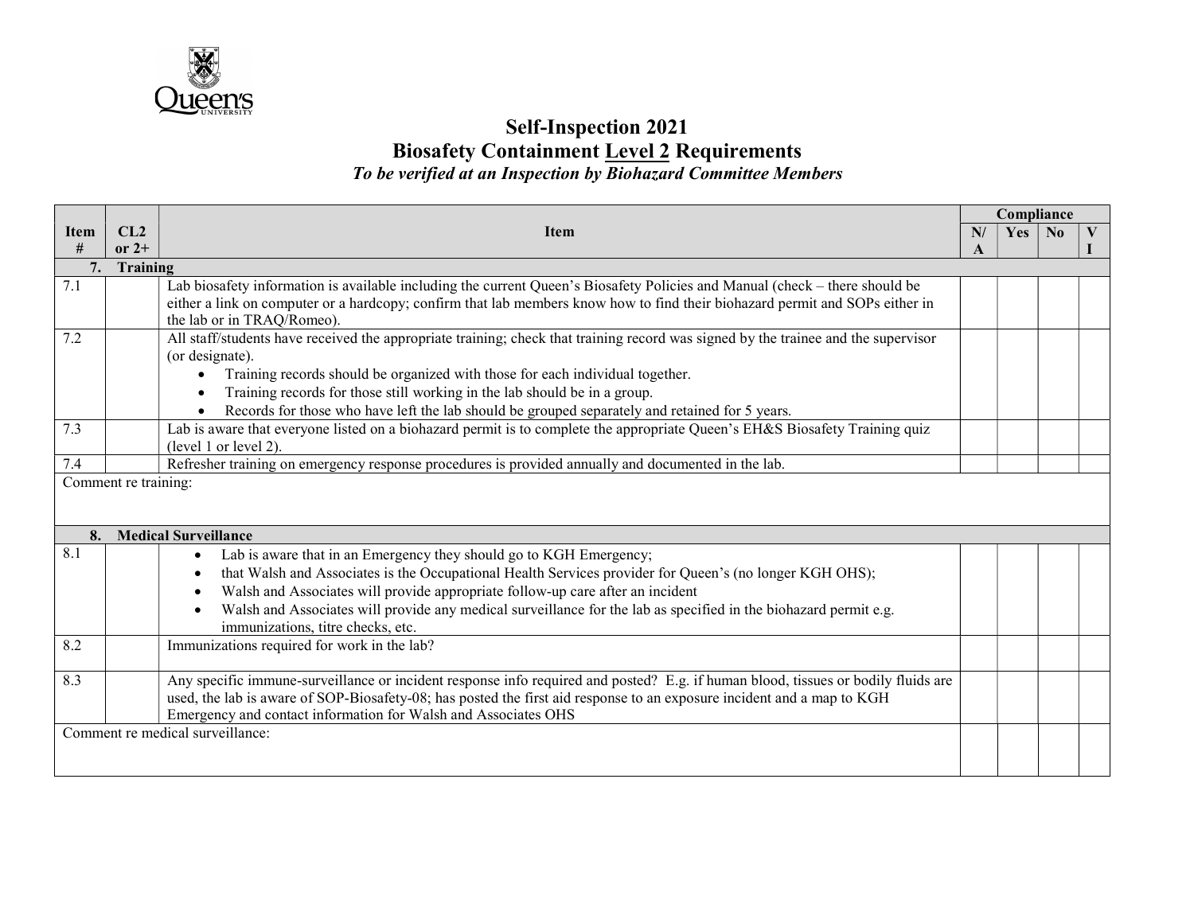Queen's University

# Self-Inspection 2021
# Biosafety Containment Level 2 Requirements
*To be verified at an Inspection by Biohazard Committee Members*

| Item # | CL2 or 2+ | Item | Compliance | | | |
|---|---|---|---|---|---|---|
| | | | N/A | Yes | No | VI |
| **7.** | **Training** | | | | | |
| 7.1 | | Lab biosafety information is available including the current Queen's Biosafety Policies and Manual (check – there should be either a link on computer or a hardcopy; confirm that lab members know how to find their biohazard permit and SOPs either in the lab or in TRAQ/Romeo). | | | | |
| 7.2 | | All staff/students have received the appropriate training; check that training record was signed by the trainee and the supervisor (or designate). <br>• Training records should be organized with those for each individual together. <br>• Training records for those still working in the lab should be in a group. <br>• Records for those who have left the lab should be grouped separately and retained for 5 years. | | | | |
| 7.3 | | Lab is aware that everyone listed on a biohazard permit is to complete the appropriate Queen's EH&S Biosafety Training quiz (level 1 or level 2). | | | | |
| 7.4 | | Refresher training on emergency response procedures is provided annually and documented in the lab. | | | | |
| Comment re training: | | | | | | |
| **8.** | **Medical Surveillance** | | | | | |
| 8.1 | | • Lab is aware that in an Emergency they should go to KGH Emergency; <br>• that Walsh and Associates is the Occupational Health Services provider for Queen's (no longer KGH OHS); <br>• Walsh and Associates will provide appropriate follow-up care after an incident <br>• Walsh and Associates will provide any medical surveillance for the lab as specified in the biohazard permit e.g. immunizations, titre checks, etc. | | | | |
| 8.2 | | Immunizations required for work in the lab? | | | | |
| 8.3 | | Any specific immune-surveillance or incident response info required and posted? E.g. if human blood, tissues or bodily fluids are used, the lab is aware of SOP-Biosafety-08; has posted the first aid response to an exposure incident and a map to KGH Emergency and contact information for Walsh and Associates OHS | | | | |
| Comment re medical surveillance: | | | | | | |